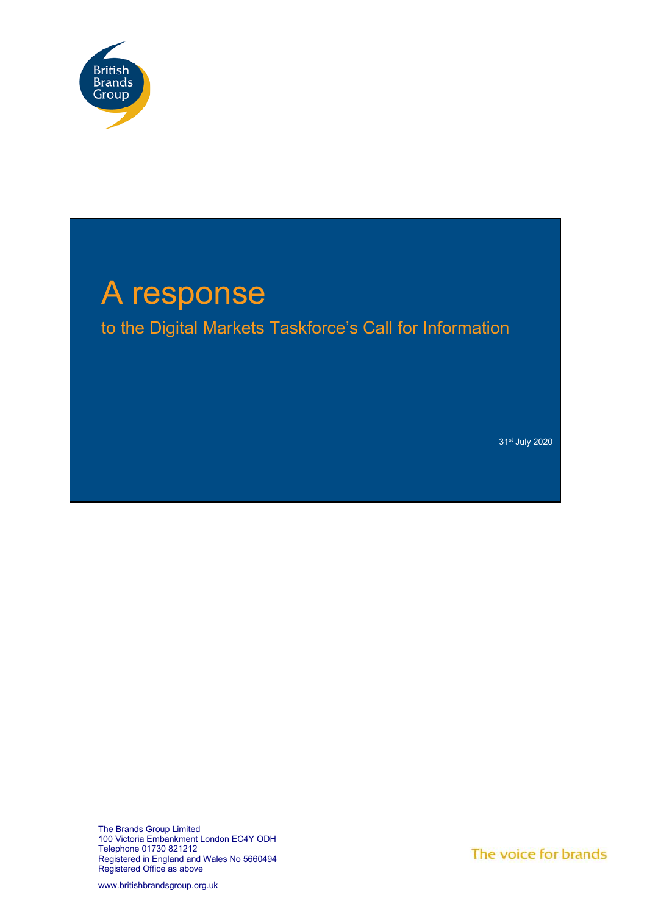British Brands Group

# A response

## to the Digital Markets Taskforce's Call for Information

31st July 2020

The Brands Group Limited
100 Victoria Embankment London EC4Y ODH
Telephone 01730 821212
Registered in England and Wales No 5660494
Registered Office as above

www.britishbrandsgroup.org.uk

The voice for brands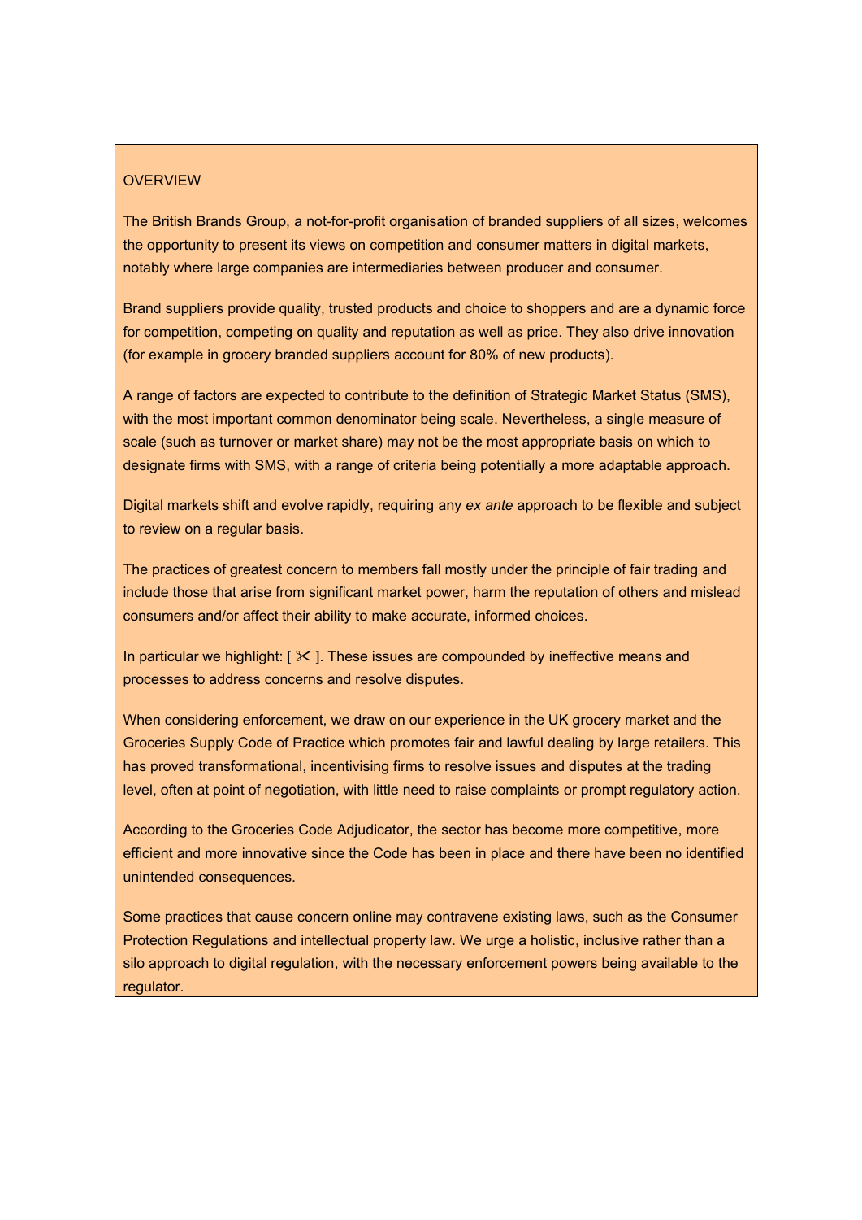## OVERVIEW

The British Brands Group, a not-for-profit organisation of branded suppliers of all sizes, welcomes the opportunity to present its views on competition and consumer matters in digital markets, notably where large companies are intermediaries between producer and consumer.

Brand suppliers provide quality, trusted products and choice to shoppers and are a dynamic force for competition, competing on quality and reputation as well as price. They also drive innovation (for example in grocery branded suppliers account for 80% of new products).

A range of factors are expected to contribute to the definition of Strategic Market Status (SMS), with the most important common denominator being scale. Nevertheless, a single measure of scale (such as turnover or market share) may not be the most appropriate basis on which to designate firms with SMS, with a range of criteria being potentially a more adaptable approach.

Digital markets shift and evolve rapidly, requiring any *ex ante* approach to be flexible and subject to review on a regular basis.

The practices of greatest concern to members fall mostly under the principle of fair trading and include those that arise from significant market power, harm the reputation of others and mislead consumers and/or affect their ability to make accurate, informed choices.

In particular we highlight: [ ✂ ]. These issues are compounded by ineffective means and processes to address concerns and resolve disputes.

When considering enforcement, we draw on our experience in the UK grocery market and the Groceries Supply Code of Practice which promotes fair and lawful dealing by large retailers. This has proved transformational, incentivising firms to resolve issues and disputes at the trading level, often at point of negotiation, with little need to raise complaints or prompt regulatory action.

According to the Groceries Code Adjudicator, the sector has become more competitive, more efficient and more innovative since the Code has been in place and there have been no identified unintended consequences.

Some practices that cause concern online may contravene existing laws, such as the Consumer Protection Regulations and intellectual property law. We urge a holistic, inclusive rather than a silo approach to digital regulation, with the necessary enforcement powers being available to the regulator.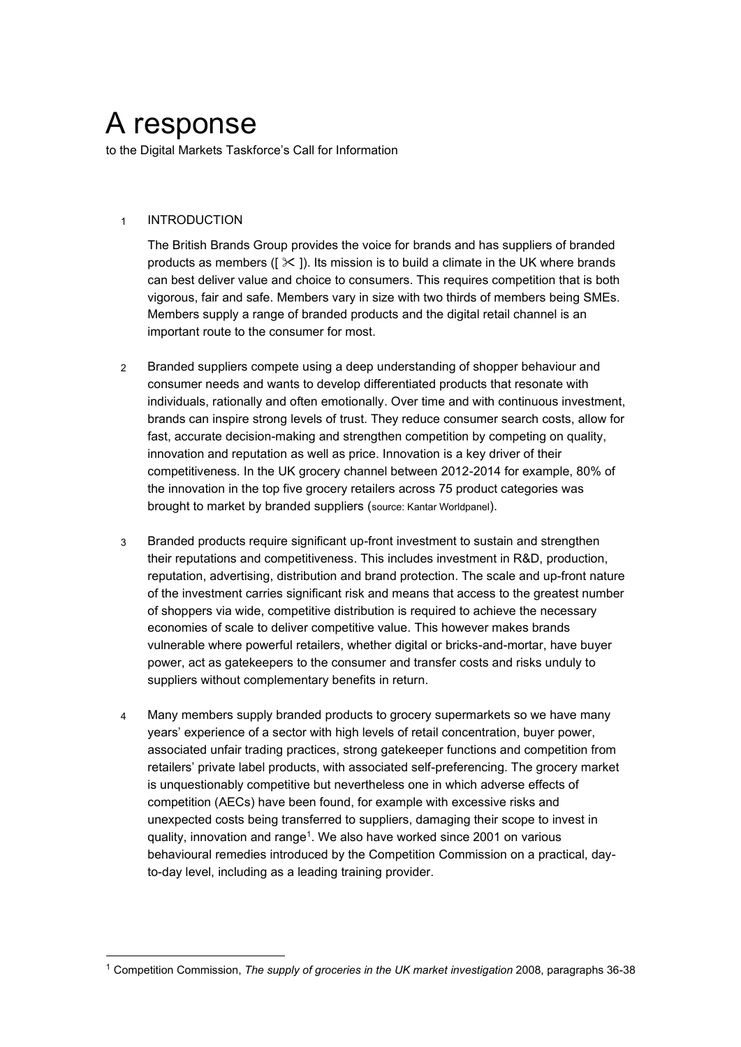# A response

to the Digital Markets Taskforce's Call for Information

1 INTRODUCTION

The British Brands Group provides the voice for brands and has suppliers of branded products as members ([ ✂ ]). Its mission is to build a climate in the UK where brands can best deliver value and choice to consumers. This requires competition that is both vigorous, fair and safe. Members vary in size with two thirds of members being SMEs. Members supply a range of branded products and the digital retail channel is an important route to the consumer for most.

2 Branded suppliers compete using a deep understanding of shopper behaviour and consumer needs and wants to develop differentiated products that resonate with individuals, rationally and often emotionally. Over time and with continuous investment, brands can inspire strong levels of trust. They reduce consumer search costs, allow for fast, accurate decision-making and strengthen competition by competing on quality, innovation and reputation as well as price. Innovation is a key driver of their competitiveness. In the UK grocery channel between 2012-2014 for example, 80% of the innovation in the top five grocery retailers across 75 product categories was brought to market by branded suppliers (source: Kantar Worldpanel).

3 Branded products require significant up-front investment to sustain and strengthen their reputations and competitiveness. This includes investment in R&D, production, reputation, advertising, distribution and brand protection. The scale and up-front nature of the investment carries significant risk and means that access to the greatest number of shoppers via wide, competitive distribution is required to achieve the necessary economies of scale to deliver competitive value. This however makes brands vulnerable where powerful retailers, whether digital or bricks-and-mortar, have buyer power, act as gatekeepers to the consumer and transfer costs and risks unduly to suppliers without complementary benefits in return.

4 Many members supply branded products to grocery supermarkets so we have many years' experience of a sector with high levels of retail concentration, buyer power, associated unfair trading practices, strong gatekeeper functions and competition from retailers' private label products, with associated self-preferencing. The grocery market is unquestionably competitive but nevertheless one in which adverse effects of competition (AECs) have been found, for example with excessive risks and unexpected costs being transferred to suppliers, damaging their scope to invest in quality, innovation and range[1]. We also have worked since 2001 on various behavioural remedies introduced by the Competition Commission on a practical, day-to-day level, including as a leading training provider.

[1] Competition Commission, *The supply of groceries in the UK market investigation* 2008, paragraphs 36-38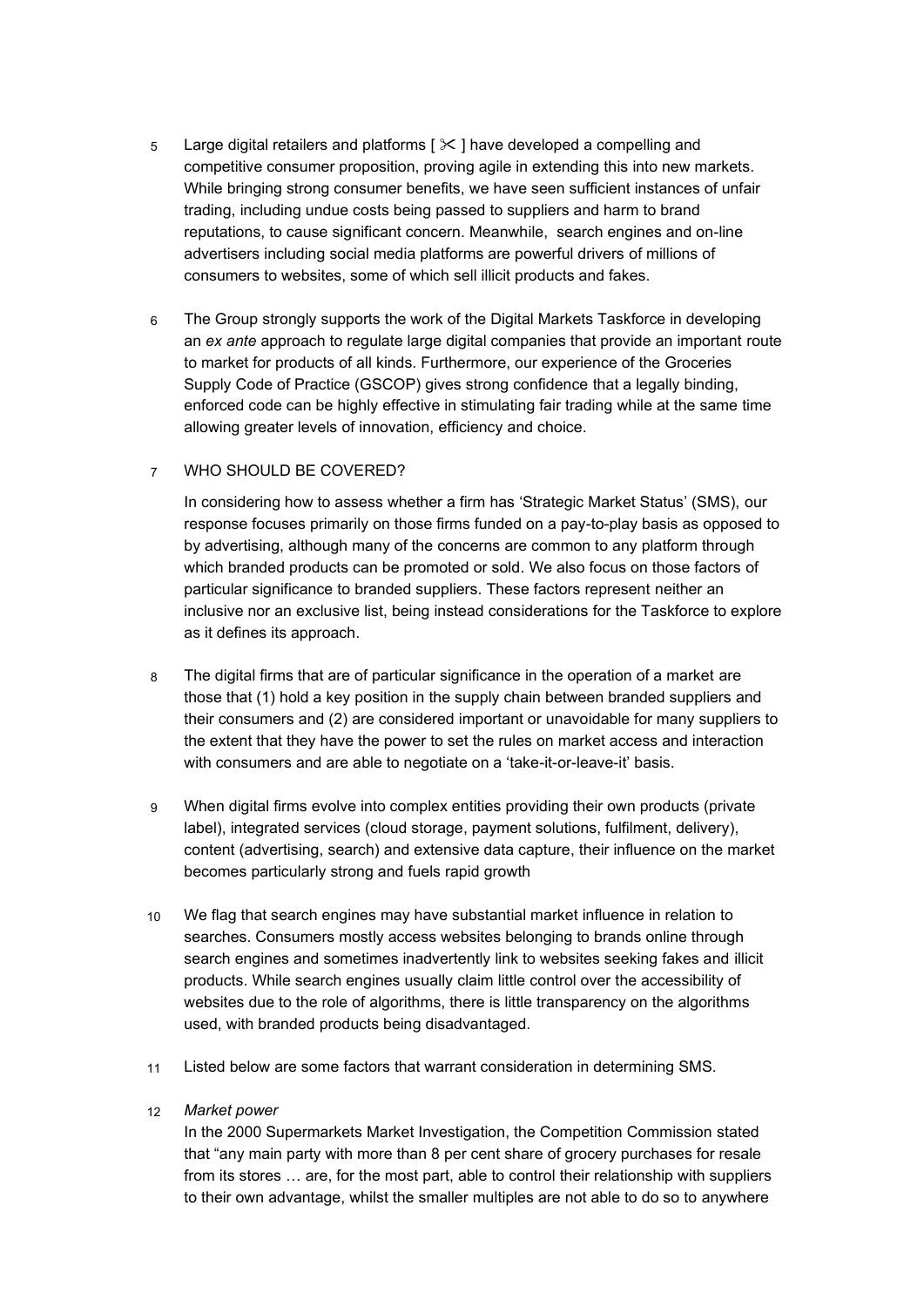5 Large digital retailers and platforms [ ✂ ] have developed a compelling and competitive consumer proposition, proving agile in extending this into new markets. While bringing strong consumer benefits, we have seen sufficient instances of unfair trading, including undue costs being passed to suppliers and harm to brand reputations, to cause significant concern. Meanwhile, search engines and on-line advertisers including social media platforms are powerful drivers of millions of consumers to websites, some of which sell illicit products and fakes.

6 The Group strongly supports the work of the Digital Markets Taskforce in developing an *ex ante* approach to regulate large digital companies that provide an important route to market for products of all kinds. Furthermore, our experience of the Groceries Supply Code of Practice (GSCOP) gives strong confidence that a legally binding, enforced code can be highly effective in stimulating fair trading while at the same time allowing greater levels of innovation, efficiency and choice.

7 WHO SHOULD BE COVERED?

In considering how to assess whether a firm has 'Strategic Market Status' (SMS), our response focuses primarily on those firms funded on a pay-to-play basis as opposed to by advertising, although many of the concerns are common to any platform through which branded products can be promoted or sold. We also focus on those factors of particular significance to branded suppliers. These factors represent neither an inclusive nor an exclusive list, being instead considerations for the Taskforce to explore as it defines its approach.

8 The digital firms that are of particular significance in the operation of a market are those that (1) hold a key position in the supply chain between branded suppliers and their consumers and (2) are considered important or unavoidable for many suppliers to the extent that they have the power to set the rules on market access and interaction with consumers and are able to negotiate on a 'take-it-or-leave-it' basis.

9 When digital firms evolve into complex entities providing their own products (private label), integrated services (cloud storage, payment solutions, fulfilment, delivery), content (advertising, search) and extensive data capture, their influence on the market becomes particularly strong and fuels rapid growth

10 We flag that search engines may have substantial market influence in relation to searches. Consumers mostly access websites belonging to brands online through search engines and sometimes inadvertently link to websites seeking fakes and illicit products. While search engines usually claim little control over the accessibility of websites due to the role of algorithms, there is little transparency on the algorithms used, with branded products being disadvantaged.

11 Listed below are some factors that warrant consideration in determining SMS.

12 *Market power*

In the 2000 Supermarkets Market Investigation, the Competition Commission stated that "any main party with more than 8 per cent share of grocery purchases for resale from its stores … are, for the most part, able to control their relationship with suppliers to their own advantage, whilst the smaller multiples are not able to do so to anywhere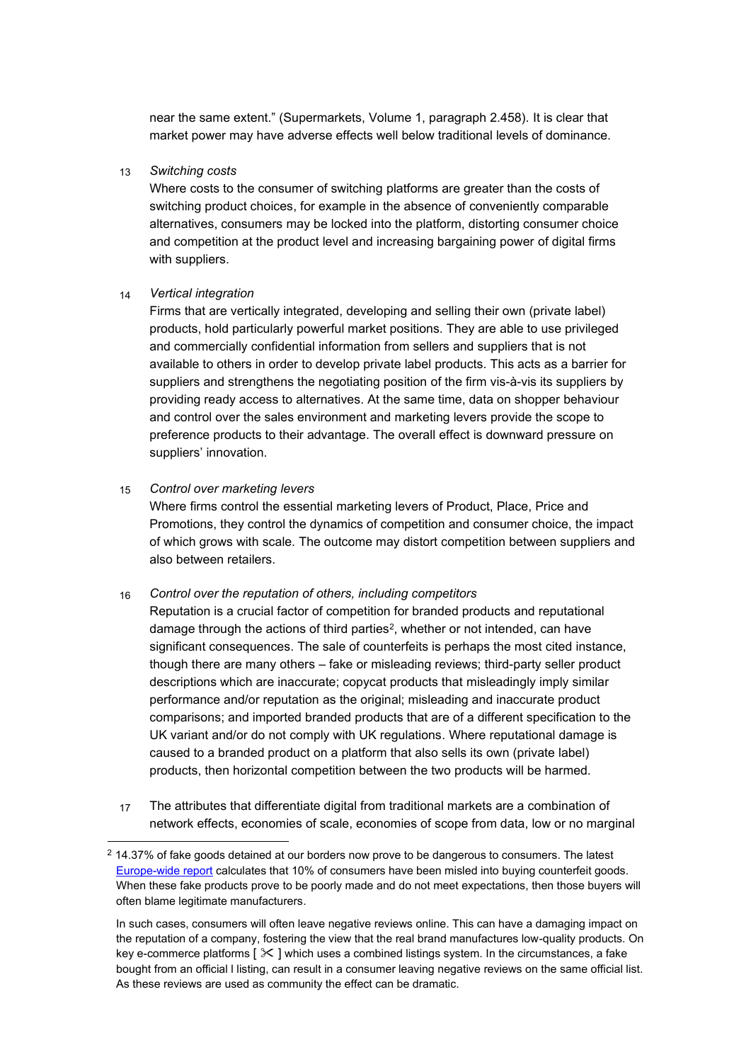near the same extent." (Supermarkets, Volume 1, paragraph 2.458). It is clear that market power may have adverse effects well below traditional levels of dominance.

13 *Switching costs*

Where costs to the consumer of switching platforms are greater than the costs of switching product choices, for example in the absence of conveniently comparable alternatives, consumers may be locked into the platform, distorting consumer choice and competition at the product level and increasing bargaining power of digital firms with suppliers.

14 *Vertical integration*

Firms that are vertically integrated, developing and selling their own (private label) products, hold particularly powerful market positions. They are able to use privileged and commercially confidential information from sellers and suppliers that is not available to others in order to develop private label products. This acts as a barrier for suppliers and strengthens the negotiating position of the firm vis-à-vis its suppliers by providing ready access to alternatives. At the same time, data on shopper behaviour and control over the sales environment and marketing levers provide the scope to preference products to their advantage. The overall effect is downward pressure on suppliers' innovation.

15 *Control over marketing levers*

Where firms control the essential marketing levers of Product, Place, Price and Promotions, they control the dynamics of competition and consumer choice, the impact of which grows with scale. The outcome may distort competition between suppliers and also between retailers.

16 *Control over the reputation of others, including competitors*

Reputation is a crucial factor of competition for branded products and reputational damage through the actions of third parties[2], whether or not intended, can have significant consequences. The sale of counterfeits is perhaps the most cited instance, though there are many others – fake or misleading reviews; third-party seller product descriptions which are inaccurate; copycat products that misleadingly imply similar performance and/or reputation as the original; misleading and inaccurate product comparisons; and imported branded products that are of a different specification to the UK variant and/or do not comply with UK regulations. Where reputational damage is caused to a branded product on a platform that also sells its own (private label) products, then horizontal competition between the two products will be harmed.

17 The attributes that differentiate digital from traditional markets are a combination of network effects, economies of scale, economies of scope from data, low or no marginal

---

[2] 14.37% of fake goods detained at our borders now prove to be dangerous to consumers. The latest Europe-wide report calculates that 10% of consumers have been misled into buying counterfeit goods. When these fake products prove to be poorly made and do not meet expectations, then those buyers will often blame legitimate manufacturers.

In such cases, consumers will often leave negative reviews online. This can have a damaging impact on the reputation of a company, fostering the view that the real brand manufactures low-quality products. On key e-commerce platforms [ ✂ ] which uses a combined listings system. In the circumstances, a fake bought from an official l listing, can result in a consumer leaving negative reviews on the same official list. As these reviews are used as community the effect can be dramatic.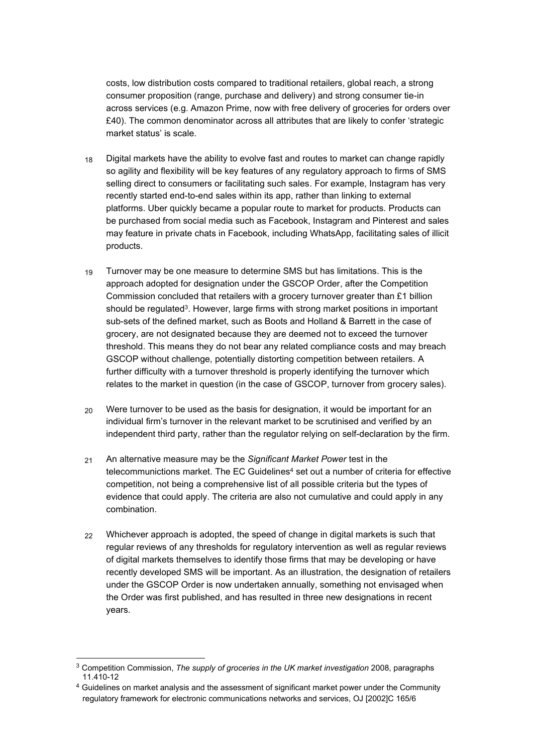costs, low distribution costs compared to traditional retailers, global reach, a strong consumer proposition (range, purchase and delivery) and strong consumer tie-in across services (e.g. Amazon Prime, now with free delivery of groceries for orders over £40). The common denominator across all attributes that are likely to confer 'strategic market status' is scale.

18 Digital markets have the ability to evolve fast and routes to market can change rapidly so agility and flexibility will be key features of any regulatory approach to firms of SMS selling direct to consumers or facilitating such sales. For example, Instagram has very recently started end-to-end sales within its app, rather than linking to external platforms. Uber quickly became a popular route to market for products. Products can be purchased from social media such as Facebook, Instagram and Pinterest and sales may feature in private chats in Facebook, including WhatsApp, facilitating sales of illicit products.

19 Turnover may be one measure to determine SMS but has limitations. This is the approach adopted for designation under the GSCOP Order, after the Competition Commission concluded that retailers with a grocery turnover greater than £1 billion should be regulated[3]. However, large firms with strong market positions in important sub-sets of the defined market, such as Boots and Holland & Barrett in the case of grocery, are not designated because they are deemed not to exceed the turnover threshold. This means they do not bear any related compliance costs and may breach GSCOP without challenge, potentially distorting competition between retailers. A further difficulty with a turnover threshold is properly identifying the turnover which relates to the market in question (in the case of GSCOP, turnover from grocery sales).

20 Were turnover to be used as the basis for designation, it would be important for an individual firm's turnover in the relevant market to be scrutinised and verified by an independent third party, rather than the regulator relying on self-declaration by the firm.

21 An alternative measure may be the *Significant Market Power* test in the telecommunictions market. The EC Guidelines[4] set out a number of criteria for effective competition, not being a comprehensive list of all possible criteria but the types of evidence that could apply. The criteria are also not cumulative and could apply in any combination.

22 Whichever approach is adopted, the speed of change in digital markets is such that regular reviews of any thresholds for regulatory intervention as well as regular reviews of digital markets themselves to identify those firms that may be developing or have recently developed SMS will be important. As an illustration, the designation of retailers under the GSCOP Order is now undertaken annually, something not envisaged when the Order was first published, and has resulted in three new designations in recent years.

---

[3] Competition Commission, *The supply of groceries in the UK market investigation* 2008, paragraphs 11.410-12

[4] Guidelines on market analysis and the assessment of significant market power under the Community regulatory framework for electronic communications networks and services, OJ [2002]C 165/6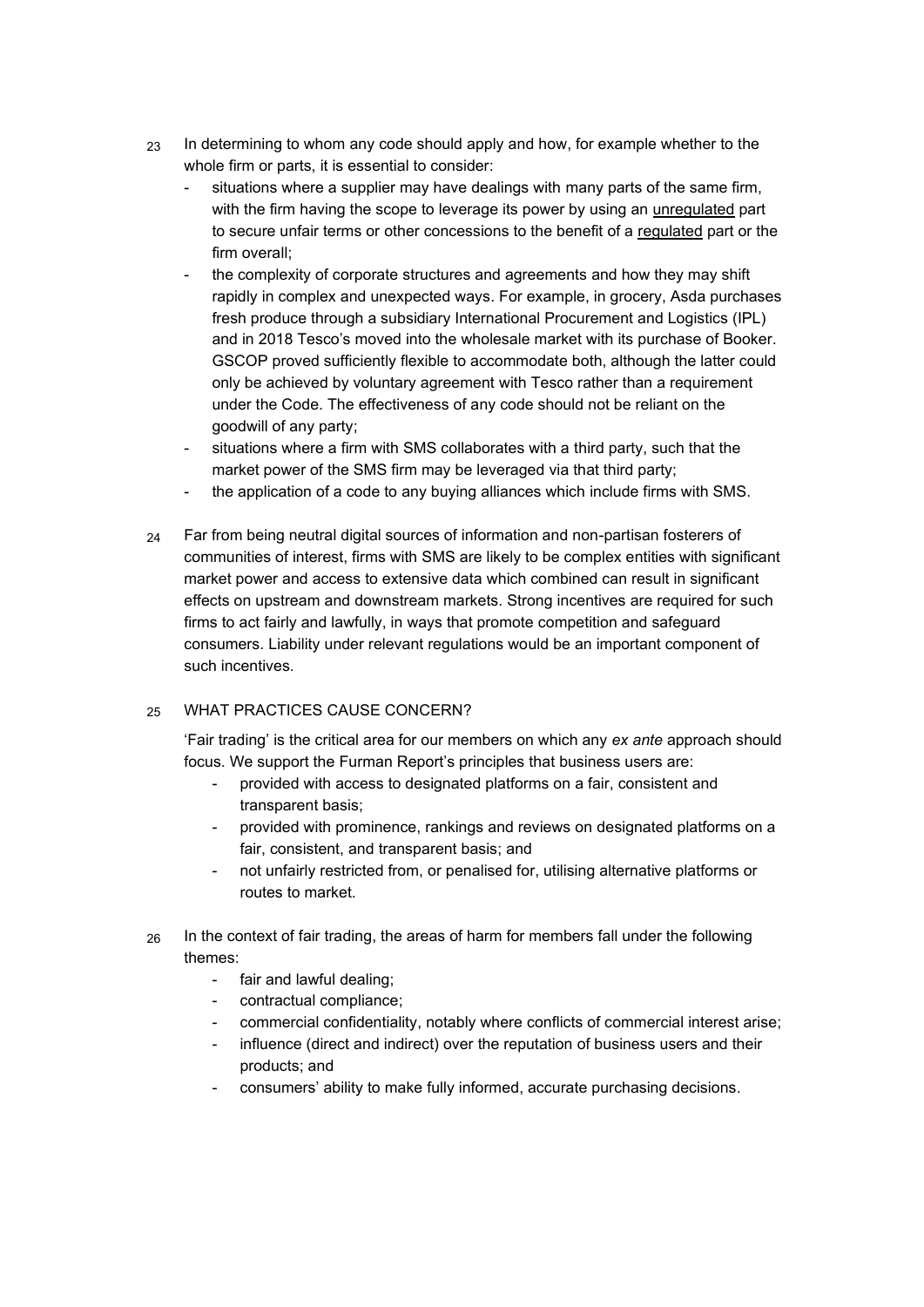23 In determining to whom any code should apply and how, for example whether to the whole firm or parts, it is essential to consider:

- situations where a supplier may have dealings with many parts of the same firm, with the firm having the scope to leverage its power by using an <u>unregulated</u> part to secure unfair terms or other concessions to the benefit of a <u>regulated</u> part or the firm overall;
- the complexity of corporate structures and agreements and how they may shift rapidly in complex and unexpected ways. For example, in grocery, Asda purchases fresh produce through a subsidiary International Procurement and Logistics (IPL) and in 2018 Tesco's moved into the wholesale market with its purchase of Booker. GSCOP proved sufficiently flexible to accommodate both, although the latter could only be achieved by voluntary agreement with Tesco rather than a requirement under the Code. The effectiveness of any code should not be reliant on the goodwill of any party;
- situations where a firm with SMS collaborates with a third party, such that the market power of the SMS firm may be leveraged via that third party;
- the application of a code to any buying alliances which include firms with SMS.

24 Far from being neutral digital sources of information and non-partisan fosterers of communities of interest, firms with SMS are likely to be complex entities with significant market power and access to extensive data which combined can result in significant effects on upstream and downstream markets. Strong incentives are required for such firms to act fairly and lawfully, in ways that promote competition and safeguard consumers. Liability under relevant regulations would be an important component of such incentives.

## 25 WHAT PRACTICES CAUSE CONCERN?

'Fair trading' is the critical area for our members on which any *ex ante* approach should focus. We support the Furman Report's principles that business users are:

- provided with access to designated platforms on a fair, consistent and transparent basis;
- provided with prominence, rankings and reviews on designated platforms on a fair, consistent, and transparent basis; and
- not unfairly restricted from, or penalised for, utilising alternative platforms or routes to market.

26 In the context of fair trading, the areas of harm for members fall under the following themes:

- fair and lawful dealing;
- contractual compliance;
- commercial confidentiality, notably where conflicts of commercial interest arise;
- influence (direct and indirect) over the reputation of business users and their products; and
- consumers' ability to make fully informed, accurate purchasing decisions.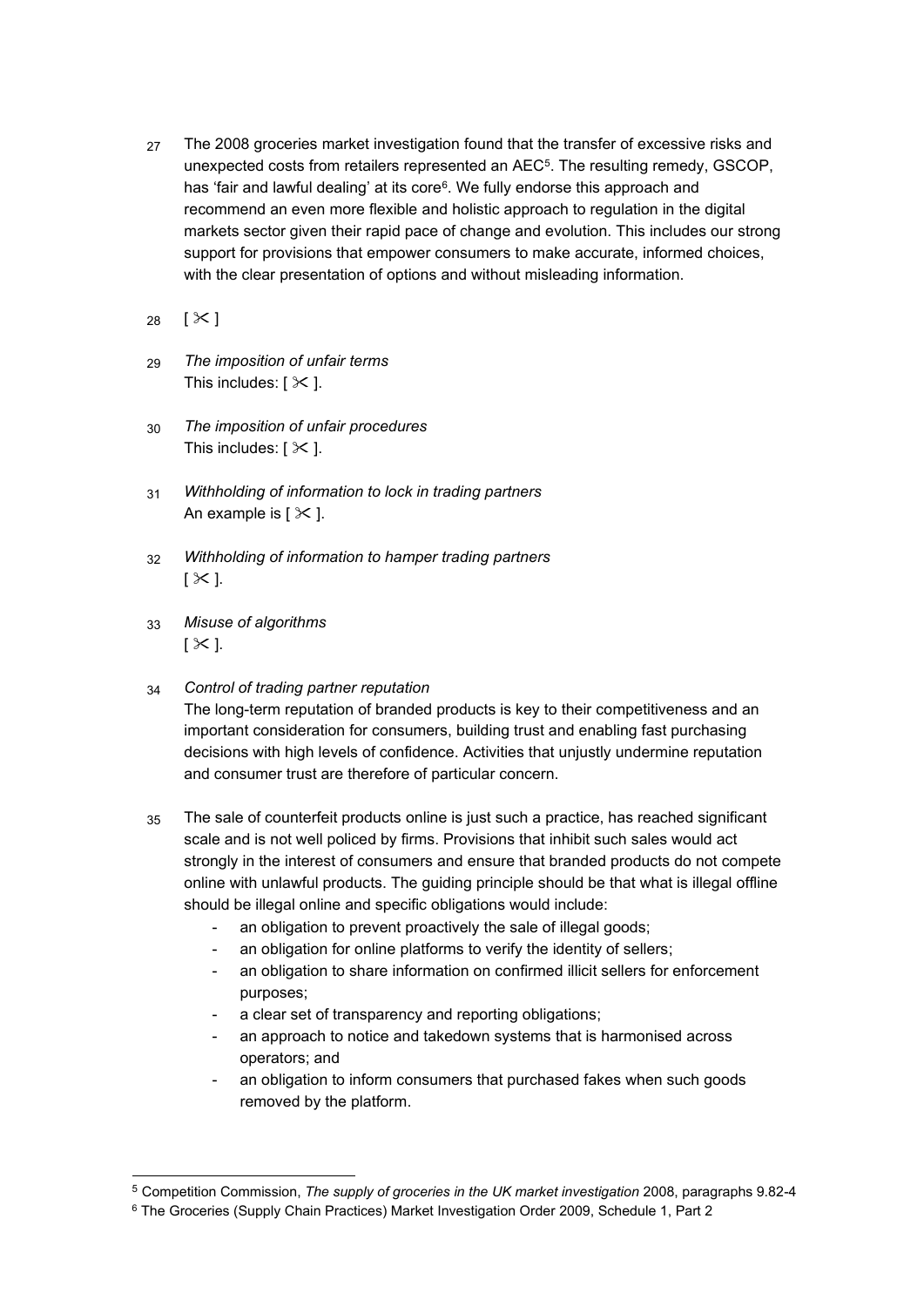27 The 2008 groceries market investigation found that the transfer of excessive risks and unexpected costs from retailers represented an AEC[5]. The resulting remedy, GSCOP, has 'fair and lawful dealing' at its core[6]. We fully endorse this approach and recommend an even more flexible and holistic approach to regulation in the digital markets sector given their rapid pace of change and evolution. This includes our strong support for provisions that empower consumers to make accurate, informed choices, with the clear presentation of options and without misleading information.

28 [ ✂ ]

29 *The imposition of unfair terms*
This includes: [ ✂ ].

30 *The imposition of unfair procedures*
This includes: [ ✂ ].

31 *Withholding of information to lock in trading partners*
An example is [ ✂ ].

32 *Withholding of information to hamper trading partners*
[ ✂ ].

33 *Misuse of algorithms*
[ ✂ ].

34 *Control of trading partner reputation*
The long-term reputation of branded products is key to their competitiveness and an important consideration for consumers, building trust and enabling fast purchasing decisions with high levels of confidence. Activities that unjustly undermine reputation and consumer trust are therefore of particular concern.

35 The sale of counterfeit products online is just such a practice, has reached significant scale and is not well policed by firms. Provisions that inhibit such sales would act strongly in the interest of consumers and ensure that branded products do not compete online with unlawful products. The guiding principle should be that what is illegal offline should be illegal online and specific obligations would include:

- an obligation to prevent proactively the sale of illegal goods;
- an obligation for online platforms to verify the identity of sellers;
- an obligation to share information on confirmed illicit sellers for enforcement purposes;
- a clear set of transparency and reporting obligations;
- an approach to notice and takedown systems that is harmonised across operators; and
- an obligation to inform consumers that purchased fakes when such goods removed by the platform.

[5] Competition Commission, *The supply of groceries in the UK market investigation* 2008, paragraphs 9.82-4

[6] The Groceries (Supply Chain Practices) Market Investigation Order 2009, Schedule 1, Part 2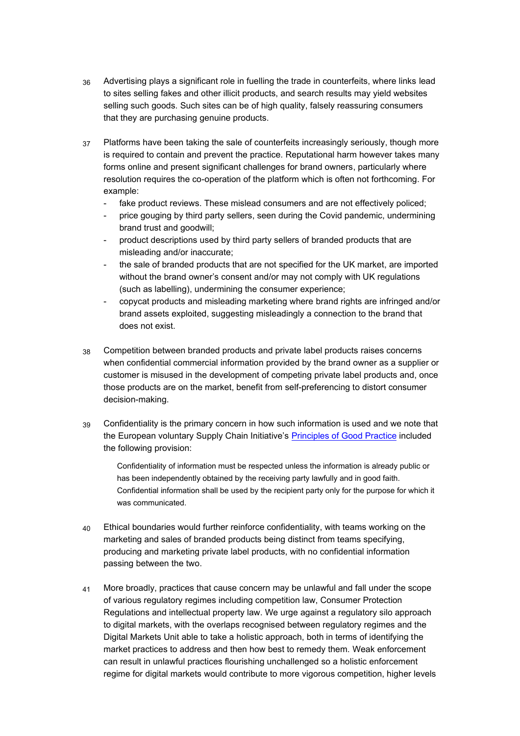36 Advertising plays a significant role in fuelling the trade in counterfeits, where links lead to sites selling fakes and other illicit products, and search results may yield websites selling such goods. Such sites can be of high quality, falsely reassuring consumers that they are purchasing genuine products.

37 Platforms have been taking the sale of counterfeits increasingly seriously, though more is required to contain and prevent the practice. Reputational harm however takes many forms online and present significant challenges for brand owners, particularly where resolution requires the co-operation of the platform which is often not forthcoming. For example:

- fake product reviews. These mislead consumers and are not effectively policed;
- price gouging by third party sellers, seen during the Covid pandemic, undermining brand trust and goodwill;
- product descriptions used by third party sellers of branded products that are misleading and/or inaccurate;
- the sale of branded products that are not specified for the UK market, are imported without the brand owner's consent and/or may not comply with UK regulations (such as labelling), undermining the consumer experience;
- copycat products and misleading marketing where brand rights are infringed and/or brand assets exploited, suggesting misleadingly a connection to the brand that does not exist.

38 Competition between branded products and private label products raises concerns when confidential commercial information provided by the brand owner as a supplier or customer is misused in the development of competing private label products and, once those products are on the market, benefit from self-preferencing to distort consumer decision-making.

39 Confidentiality is the primary concern in how such information is used and we note that the European voluntary Supply Chain Initiative's Principles of Good Practice included the following provision:

> Confidentiality of information must be respected unless the information is already public or has been independently obtained by the receiving party lawfully and in good faith. Confidential information shall be used by the recipient party only for the purpose for which it was communicated.

40 Ethical boundaries would further reinforce confidentiality, with teams working on the marketing and sales of branded products being distinct from teams specifying, producing and marketing private label products, with no confidential information passing between the two.

41 More broadly, practices that cause concern may be unlawful and fall under the scope of various regulatory regimes including competition law, Consumer Protection Regulations and intellectual property law. We urge against a regulatory silo approach to digital markets, with the overlaps recognised between regulatory regimes and the Digital Markets Unit able to take a holistic approach, both in terms of identifying the market practices to address and then how best to remedy them. Weak enforcement can result in unlawful practices flourishing unchallenged so a holistic enforcement regime for digital markets would contribute to more vigorous competition, higher levels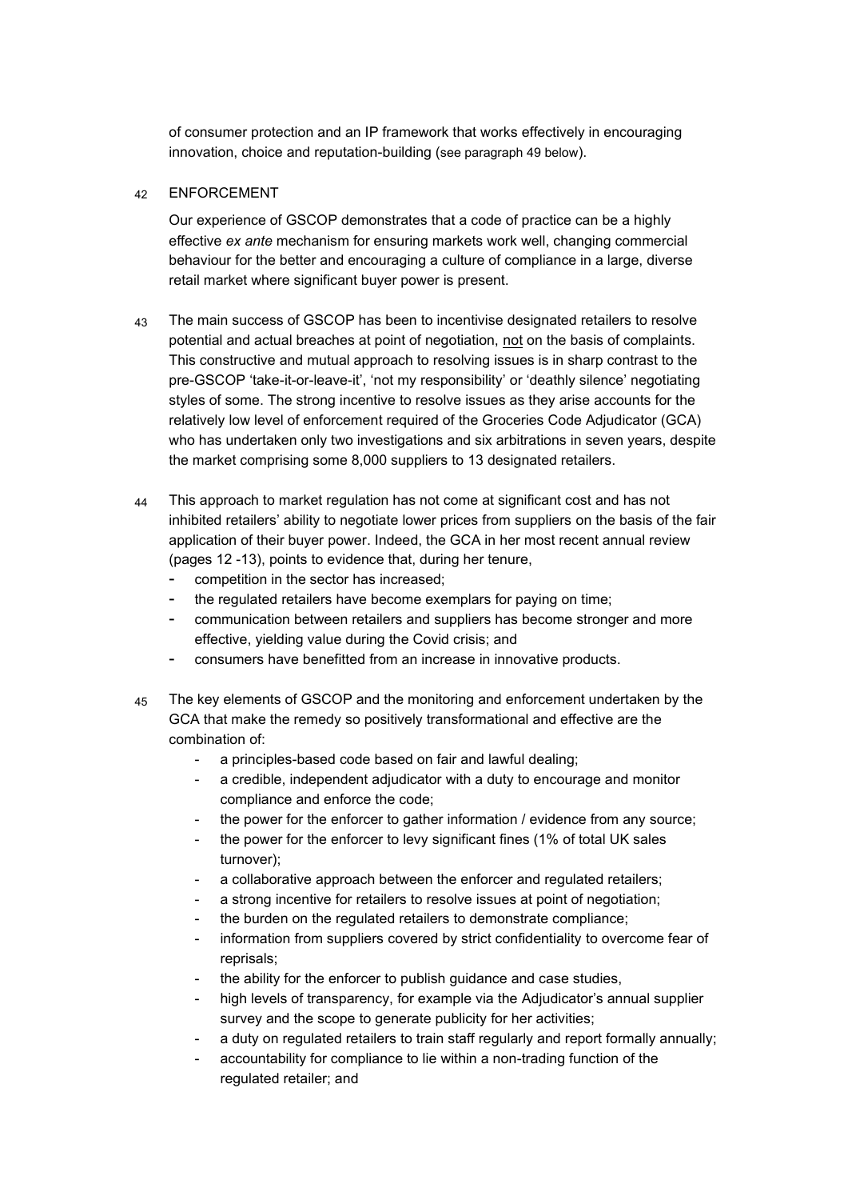of consumer protection and an IP framework that works effectively in encouraging innovation, choice and reputation-building (see paragraph 49 below).

42 ENFORCEMENT

Our experience of GSCOP demonstrates that a code of practice can be a highly effective *ex ante* mechanism for ensuring markets work well, changing commercial behaviour for the better and encouraging a culture of compliance in a large, diverse retail market where significant buyer power is present.

43 The main success of GSCOP has been to incentivise designated retailers to resolve potential and actual breaches at point of negotiation, <u>not</u> on the basis of complaints. This constructive and mutual approach to resolving issues is in sharp contrast to the pre-GSCOP 'take-it-or-leave-it', 'not my responsibility' or 'deathly silence' negotiating styles of some. The strong incentive to resolve issues as they arise accounts for the relatively low level of enforcement required of the Groceries Code Adjudicator (GCA) who has undertaken only two investigations and six arbitrations in seven years, despite the market comprising some 8,000 suppliers to 13 designated retailers.

44 This approach to market regulation has not come at significant cost and has not inhibited retailers' ability to negotiate lower prices from suppliers on the basis of the fair application of their buyer power. Indeed, the GCA in her most recent annual review (pages 12 -13), points to evidence that, during her tenure,

- competition in the sector has increased;
- the regulated retailers have become exemplars for paying on time;
- communication between retailers and suppliers has become stronger and more effective, yielding value during the Covid crisis; and
- consumers have benefitted from an increase in innovative products.

45 The key elements of GSCOP and the monitoring and enforcement undertaken by the GCA that make the remedy so positively transformational and effective are the combination of:

- a principles-based code based on fair and lawful dealing;
- a credible, independent adjudicator with a duty to encourage and monitor compliance and enforce the code;
- the power for the enforcer to gather information / evidence from any source;
- the power for the enforcer to levy significant fines (1% of total UK sales turnover);
- a collaborative approach between the enforcer and regulated retailers;
- a strong incentive for retailers to resolve issues at point of negotiation;
- the burden on the regulated retailers to demonstrate compliance;
- information from suppliers covered by strict confidentiality to overcome fear of reprisals;
- the ability for the enforcer to publish guidance and case studies,
- high levels of transparency, for example via the Adjudicator's annual supplier survey and the scope to generate publicity for her activities;
- a duty on regulated retailers to train staff regularly and report formally annually;
- accountability for compliance to lie within a non-trading function of the regulated retailer; and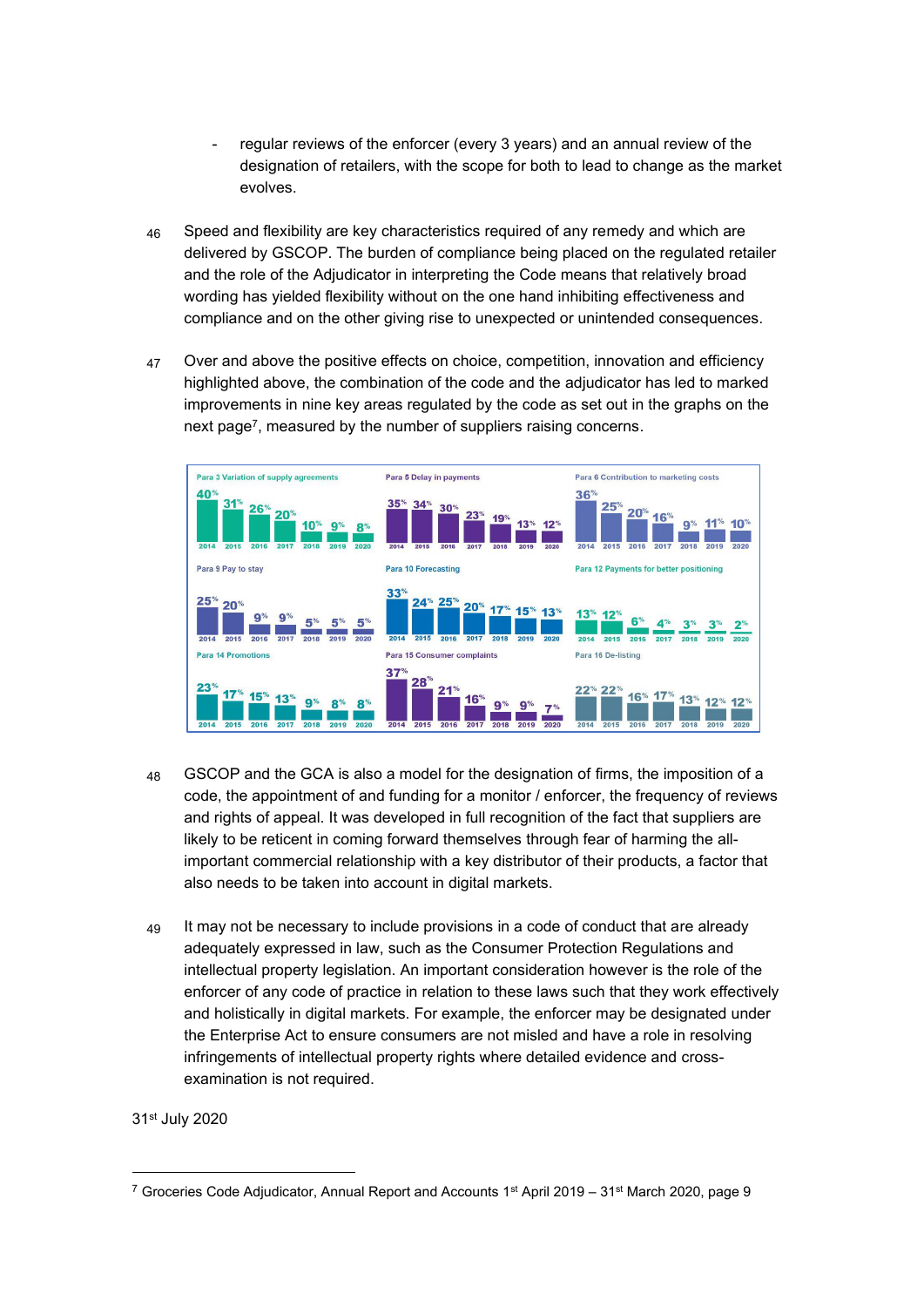- regular reviews of the enforcer (every 3 years) and an annual review of the designation of retailers, with the scope for both to lead to change as the market evolves.

46 Speed and flexibility are key characteristics required of any remedy and which are delivered by GSCOP. The burden of compliance being placed on the regulated retailer and the role of the Adjudicator in interpreting the Code means that relatively broad wording has yielded flexibility without on the one hand inhibiting effectiveness and compliance and on the other giving rise to unexpected or unintended consequences.

47 Over and above the positive effects on choice, competition, innovation and efficiency highlighted above, the combination of the code and the adjudicator has led to marked improvements in nine key areas regulated by the code as set out in the graphs on the next page[7], measured by the number of suppliers raising concerns.

| | 2014 | 2015 | 2016 | 2017 | 2018 | 2019 | 2020 |
|---|---|---|---|---|---|---|---|
| Para 3 Variation of supply agreements | 40% | 31% | 26% | 20% | 10% | 9% | 8% |
| Para 5 Delay in payments | 35% | 34% | 30% | 23% | 19% | 13% | 12% |
| Para 6 Contribution to marketing costs | 36% | 25% | 20% | 16% | 9% | 11% | 10% |
| Para 9 Pay to stay | 25% | 20% | 9% | 9% | 5% | 5% | 5% |
| Para 10 Forecasting | 33% | 24% | 25% | 20% | 17% | 15% | 13% |
| Para 12 Payments for better positioning | 13% | 12% | 6% | 4% | 3% | 3% | 2% |
| Para 14 Promotions | 23% | 17% | 15% | 13% | 9% | 8% | 8% |
| Para 15 Consumer complaints | 37% | 28% | 21% | 16% | 9% | 9% | 7% |
| Para 16 De-listing | 22% | 22% | 16% | 17% | 13% | 12% | 12% |

48 GSCOP and the GCA is also a model for the designation of firms, the imposition of a code, the appointment of and funding for a monitor / enforcer, the frequency of reviews and rights of appeal. It was developed in full recognition of the fact that suppliers are likely to be reticent in coming forward themselves through fear of harming the all-important commercial relationship with a key distributor of their products, a factor that also needs to be taken into account in digital markets.

49 It may not be necessary to include provisions in a code of conduct that are already adequately expressed in law, such as the Consumer Protection Regulations and intellectual property legislation. An important consideration however is the role of the enforcer of any code of practice in relation to these laws such that they work effectively and holistically in digital markets. For example, the enforcer may be designated under the Enterprise Act to ensure consumers are not misled and have a role in resolving infringements of intellectual property rights where detailed evidence and cross-examination is not required.

31st July 2020

[7] Groceries Code Adjudicator, Annual Report and Accounts 1st April 2019 – 31st March 2020, page 9